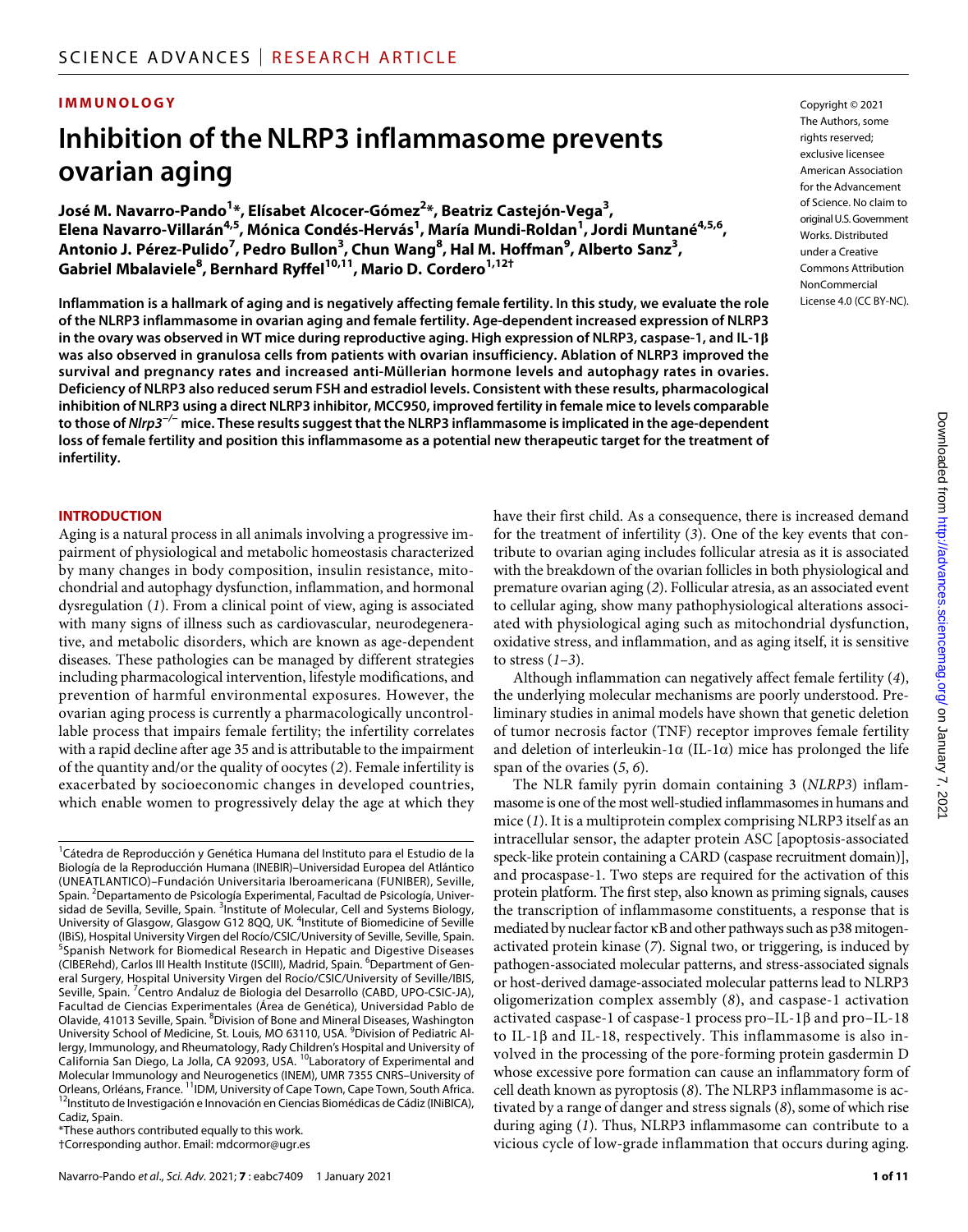IMMUNOLOGY

# Inhibition of the NLRP3 inflammasome prevents ovarian aging

**José M. Navarro-Pando[1]*, Elísabet Alcocer-Gómez[2]*, Beatriz Castejón-Vega[3], Elena Navarro-Villarán[4,5], Mónica Condés-Hervás[1], María Mundi-Roldan[1], Jordi Muntané[4,5,6], Antonio J. Pérez-Pulido[7], Pedro Bullon[3], Chun Wang[8], Hal M. Hoffman[9], Alberto Sanz[3], Gabriel Mbalaviele[8], Bernhard Ryffel[10,11], Mario D. Cordero[1,12]†**

Copyright © 2021 The Authors, some rights reserved; exclusive licensee American Association for the Advancement of Science. No claim to original U.S. Government Works. Distributed under a Creative Commons Attribution NonCommercial License 4.0 (CC BY-NC).

**Inflammation is a hallmark of aging and is negatively affecting female fertility. In this study, we evaluate the role of the NLRP3 inflammasome in ovarian aging and female fertility. Age-dependent increased expression of NLRP3 in the ovary was observed in WT mice during reproductive aging. High expression of NLRP3, caspase-1, and IL-1β was also observed in granulosa cells from patients with ovarian insufficiency. Ablation of NLRP3 improved the survival and pregnancy rates and increased anti-Müllerian hormone levels and autophagy rates in ovaries. Deficiency of NLRP3 also reduced serum FSH and estradiol levels. Consistent with these results, pharmacological inhibition of NLRP3 using a direct NLRP3 inhibitor, MCC950, improved fertility in female mice to levels comparable to those of *Nlrp3*$^{-/-}$ mice. These results suggest that the NLRP3 inflammasome is implicated in the age-dependent loss of female fertility and position this inflammasome as a potential new therapeutic target for the treatment of infertility.**

## INTRODUCTION

Aging is a natural process in all animals involving a progressive impairment of physiological and metabolic homeostasis characterized by many changes in body composition, insulin resistance, mitochondrial and autophagy dysfunction, inflammation, and hormonal dysregulation (*1*). From a clinical point of view, aging is associated with many signs of illness such as cardiovascular, neurodegenerative, and metabolic disorders, which are known as age-dependent diseases. These pathologies can be managed by different strategies including pharmacological intervention, lifestyle modifications, and prevention of harmful environmental exposures. However, the ovarian aging process is currently a pharmacologically uncontrollable process that impairs female fertility; the infertility correlates with a rapid decline after age 35 and is attributable to the impairment of the quantity and/or the quality of oocytes (*2*). Female infertility is exacerbated by socioeconomic changes in developed countries, which enable women to progressively delay the age at which they have their first child. As a consequence, there is increased demand for the treatment of infertility (*3*). One of the key events that contribute to ovarian aging includes follicular atresia as it is associated with the breakdown of the ovarian follicles in both physiological and premature ovarian aging (*2*). Follicular atresia, as an associated event to cellular aging, show many pathophysiological alterations associated with physiological aging such as mitochondrial dysfunction, oxidative stress, and inflammation, and as aging itself, it is sensitive to stress (*1*–*3*).

Although inflammation can negatively affect female fertility (*4*), the underlying molecular mechanisms are poorly understood. Preliminary studies in animal models have shown that genetic deletion of tumor necrosis factor (TNF) receptor improves female fertility and deletion of interleukin-1α (IL-1α) mice has prolonged the life span of the ovaries (*5*, *6*).

The NLR family pyrin domain containing 3 (*NLRP3*) inflammasome is one of the most well-studied inflammasomes in humans and mice (*1*). It is a multiprotein complex comprising NLRP3 itself as an intracellular sensor, the adapter protein ASC [apoptosis-associated speck-like protein containing a CARD (caspase recruitment domain)], and procaspase-1. Two steps are required for the activation of this protein platform. The first step, also known as priming signals, causes the transcription of inflammasome constituents, a response that is mediated by nuclear factor κB and other pathways such as p38 mitogen-activated protein kinase (*7*). Signal two, or triggering, is induced by pathogen-associated molecular patterns, and stress-associated signals or host-derived damage-associated molecular patterns lead to NLRP3 oligomerization complex assembly (*8*), and caspase-1 activation activated caspase-1 of caspase-1 process pro–IL-1β and pro–IL-18 to IL-1β and IL-18, respectively. This inflammasome is also involved in the processing of the pore-forming protein gasdermin D whose excessive pore formation can cause an inflammatory form of cell death known as pyroptosis (*8*). The NLRP3 inflammasome is activated by a range of danger and stress signals (*8*), some of which rise during aging (*1*). Thus, NLRP3 inflammasome can contribute to a vicious cycle of low-grade inflammation that occurs during aging.

[1]Cátedra de Reproducción y Genética Humana del Instituto para el Estudio de la Biología de la Reproducción Humana (INEBIR)–Universidad Europea del Atlántico (UNEATLANTICO)–Fundación Universitaria Iberoamericana (FUNIBER), Seville, Spain. [2]Departamento de Psicología Experimental, Facultad de Psicología, Universidad de Sevilla, Seville, Spain. [3]Institute of Molecular, Cell and Systems Biology, University of Glasgow, Glasgow G12 8QQ, UK. [4]Institute of Biomedicine of Seville (IBiS), Hospital University Virgen del Rocío/CSIC/University of Seville, Seville, Spain. [5]Spanish Network for Biomedical Research in Hepatic and Digestive Diseases (CIBERehd), Carlos III Health Institute (ISCIII), Madrid, Spain. [6]Department of General Surgery, Hospital University Virgen del Rocío/CSIC/University of Seville/IBIS, Seville, Spain. [7]Centro Andaluz de Biologia del Desarrollo (CABD, UPO-CSIC-JA), Facultad de Ciencias Experimentales (Área de Genética), Universidad Pablo de Olavide, 41013 Seville, Spain. [8]Division of Bone and Mineral Diseases, Washington University School of Medicine, St. Louis, MO 63110, USA. [9]Division of Pediatric Allergy, Immunology, and Rheumatology, Rady Children's Hospital and University of California San Diego, La Jolla, CA 92093, USA. [10]Laboratory of Experimental and Molecular Immunology and Neurogenetics (INEM), UMR 7355 CNRS–University of Orleans, Orléans, France. [11]IDM, University of Cape Town, Cape Town, South Africa. [12]Instituto de Investigación e Innovación en Ciencias Biomédicas de Cádiz (INiBICA), Cadiz, Spain.

*These authors contributed equally to this work.

†Corresponding author. Email: mdcormor@ugr.es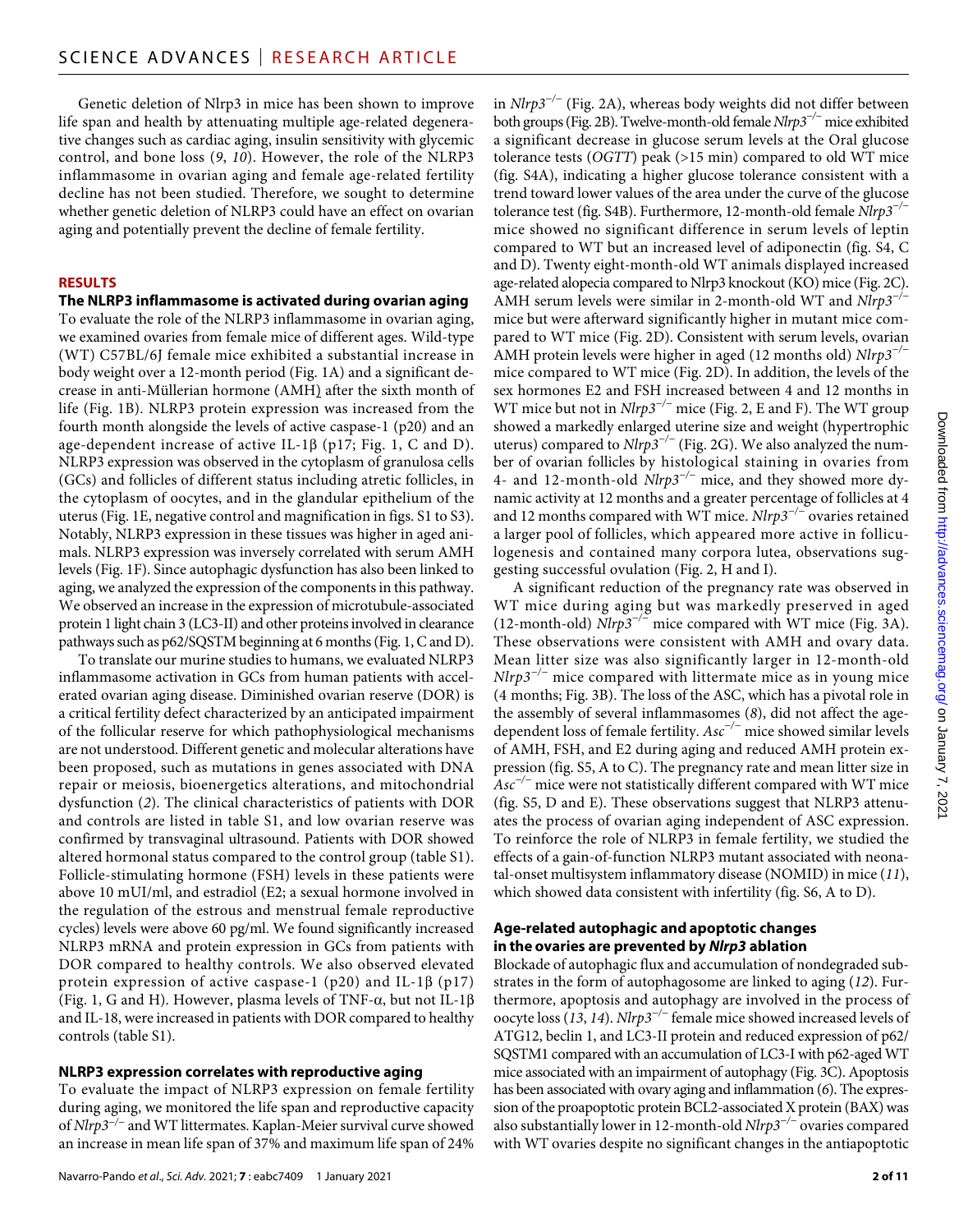Genetic deletion of Nlrp3 in mice has been shown to improve life span and health by attenuating multiple age-related degenerative changes such as cardiac aging, insulin sensitivity with glycemic control, and bone loss (*9*, *10*). However, the role of the NLRP3 inflammasome in ovarian aging and female age-related fertility decline has not been studied. Therefore, we sought to determine whether genetic deletion of NLRP3 could have an effect on ovarian aging and potentially prevent the decline of female fertility.

## RESULTS

### The NLRP3 inflammasome is activated during ovarian aging

To evaluate the role of the NLRP3 inflammasome in ovarian aging, we examined ovaries from female mice of different ages. Wild-type (WT) C57BL/6J female mice exhibited a substantial increase in body weight over a 12-month period (Fig. 1A) and a significant decrease in anti-Müllerian hormone (AMH) after the sixth month of life (Fig. 1B). NLRP3 protein expression was increased from the fourth month alongside the levels of active caspase-1 (p20) and an age-dependent increase of active IL-1β (p17; Fig. 1, C and D). NLRP3 expression was observed in the cytoplasm of granulosa cells (GCs) and follicles of different status including atretic follicles, in the cytoplasm of oocytes, and in the glandular epithelium of the uterus (Fig. 1E, negative control and magnification in figs. S1 to S3). Notably, NLRP3 expression in these tissues was higher in aged animals. NLRP3 expression was inversely correlated with serum AMH levels (Fig. 1F). Since autophagic dysfunction has also been linked to aging, we analyzed the expression of the components in this pathway. We observed an increase in the expression of microtubule-associated protein 1 light chain 3 (LC3-II) and other proteins involved in clearance pathways such as p62/SQSTM beginning at 6 months (Fig. 1, C and D).

To translate our murine studies to humans, we evaluated NLRP3 inflammasome activation in GCs from human patients with accelerated ovarian aging disease. Diminished ovarian reserve (DOR) is a critical fertility defect characterized by an anticipated impairment of the follicular reserve for which pathophysiological mechanisms are not understood. Different genetic and molecular alterations have been proposed, such as mutations in genes associated with DNA repair or meiosis, bioenergetics alterations, and mitochondrial dysfunction (*2*). The clinical characteristics of patients with DOR and controls are listed in table S1, and low ovarian reserve was confirmed by transvaginal ultrasound. Patients with DOR showed altered hormonal status compared to the control group (table S1). Follicle-stimulating hormone (FSH) levels in these patients were above 10 mUI/ml, and estradiol (E2; a sexual hormone involved in the regulation of the estrous and menstrual female reproductive cycles) levels were above 60 pg/ml. We found significantly increased NLRP3 mRNA and protein expression in GCs from patients with DOR compared to healthy controls. We also observed elevated protein expression of active caspase-1 (p20) and IL-1β (p17) (Fig. 1, G and H). However, plasma levels of TNF-α, but not IL-1β and IL-18, were increased in patients with DOR compared to healthy controls (table S1).

### NLRP3 expression correlates with reproductive aging

To evaluate the impact of NLRP3 expression on female fertility during aging, we monitored the life span and reproductive capacity of *Nlrp3*$^{-/-}$ and WT littermates. Kaplan-Meier survival curve showed an increase in mean life span of 37% and maximum life span of 24% in *Nlrp3*$^{-/-}$ (Fig. 2A), whereas body weights did not differ between both groups (Fig. 2B). Twelve-month-old female *Nlrp3*$^{-/-}$ mice exhibited a significant decrease in glucose serum levels at the Oral glucose tolerance tests (*OGTT*) peak (>15 min) compared to old WT mice (fig. S4A), indicating a higher glucose tolerance consistent with a trend toward lower values of the area under the curve of the glucose tolerance test (fig. S4B). Furthermore, 12-month-old female *Nlrp3*$^{-/-}$ mice showed no significant difference in serum levels of leptin compared to WT but an increased level of adiponectin (fig. S4, C and D). Twenty eight-month-old WT animals displayed increased age-related alopecia compared to Nlrp3 knockout (KO) mice (Fig. 2C). AMH serum levels were similar in 2-month-old WT and *Nlrp3*$^{-/-}$ mice but were afterward significantly higher in mutant mice compared to WT mice (Fig. 2D). Consistent with serum levels, ovarian AMH protein levels were higher in aged (12 months old) *Nlrp3*$^{-/-}$ mice compared to WT mice (Fig. 2D). In addition, the levels of the sex hormones E2 and FSH increased between 4 and 12 months in WT mice but not in *Nlrp3*$^{-/-}$ mice (Fig. 2, E and F). The WT group showed a markedly enlarged uterine size and weight (hypertrophic uterus) compared to *Nlrp3*$^{-/-}$ (Fig. 2G). We also analyzed the number of ovarian follicles by histological staining in ovaries from 4- and 12-month-old *Nlrp3*$^{-/-}$ mice, and they showed more dynamic activity at 12 months and a greater percentage of follicles at 4 and 12 months compared with WT mice. *Nlrp3*$^{-/-}$ ovaries retained a larger pool of follicles, which appeared more active in folliculogenesis and contained many corpora lutea, observations suggesting successful ovulation (Fig. 2, H and I).

A significant reduction of the pregnancy rate was observed in WT mice during aging but was markedly preserved in aged (12-month-old) *Nlrp3*$^{-/-}$ mice compared with WT mice (Fig. 3A). These observations were consistent with AMH and ovary data. Mean litter size was also significantly larger in 12-month-old *Nlrp3*$^{-/-}$ mice compared with littermate mice as in young mice (4 months; Fig. 3B). The loss of the ASC, which has a pivotal role in the assembly of several inflammasomes (*8*), did not affect the age-dependent loss of female fertility. *Asc*$^{-/-}$ mice showed similar levels of AMH, FSH, and E2 during aging and reduced AMH protein expression (fig. S5, A to C). The pregnancy rate and mean litter size in *Asc*$^{-/-}$ mice were not statistically different compared with WT mice (fig. S5, D and E). These observations suggest that NLRP3 attenuates the process of ovarian aging independent of ASC expression. To reinforce the role of NLRP3 in female fertility, we studied the effects of a gain-of-function NLRP3 mutant associated with neonatal-onset multisystem inflammatory disease (NOMID) in mice (*11*), which showed data consistent with infertility (fig. S6, A to D).

### Age-related autophagic and apoptotic changes in the ovaries are prevented by *Nlrp3* ablation

Blockade of autophagic flux and accumulation of nondegraded substrates in the form of autophagosome are linked to aging (*12*). Furthermore, apoptosis and autophagy are involved in the process of oocyte loss (*13*, *14*). *Nlrp3*$^{-/-}$ female mice showed increased levels of ATG12, beclin 1, and LC3-II protein and reduced expression of p62/SQSTM1 compared with an accumulation of LC3-I with p62-aged WT mice associated with an impairment of autophagy (Fig. 3C). Apoptosis has been associated with ovary aging and inflammation (*6*). The expression of the proapoptotic protein BCL2-associated X protein (BAX) was also substantially lower in 12-month-old *Nlrp3*$^{-/-}$ ovaries compared with WT ovaries despite no significant changes in the antiapoptotic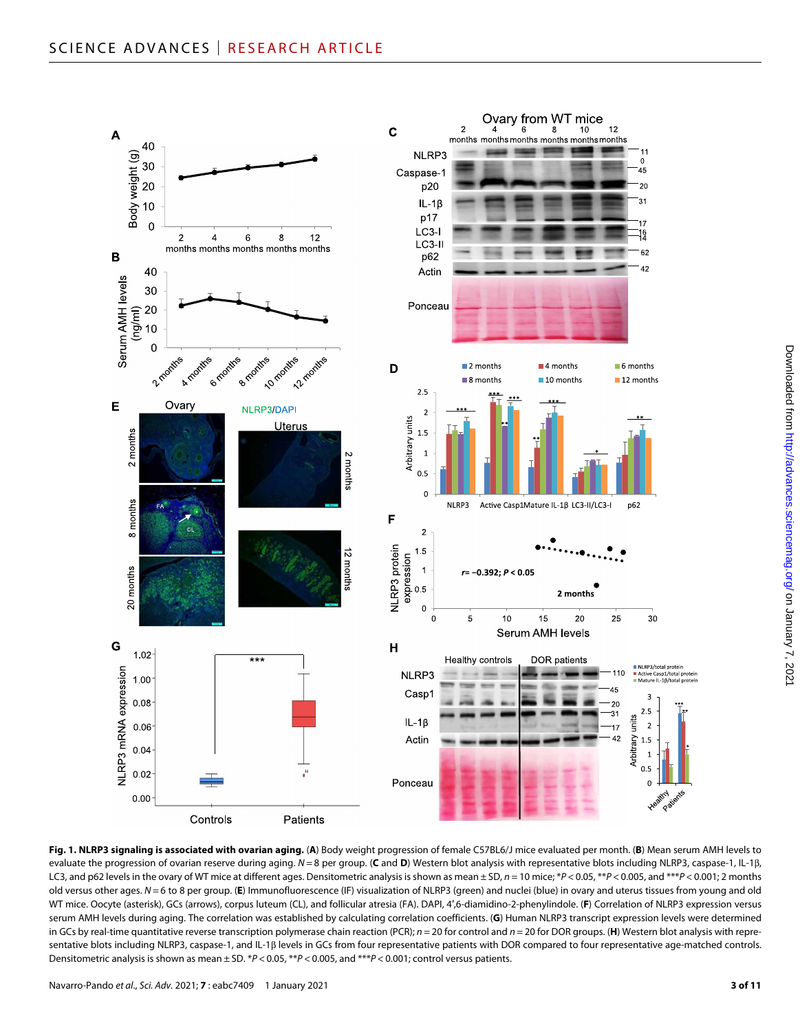**Fig. 1. NLRP3 signaling is associated with ovarian aging.** (**A**) Body weight progression of female C57BL6/J mice evaluated per month. (**B**) Mean serum AMH levels to evaluate the progression of ovarian reserve during aging. $N = 8$ per group. (**C** and **D**) Western blot analysis with representative blots including NLRP3, caspase-1, IL-1β, LC3, and p62 levels in the ovary of WT mice at different ages. Densitometric analysis is shown as mean ± SD, $n = 10$ mice; *$P < 0.05$, **$P < 0.005$, and ***$P < 0.001$; 2 months old versus other ages. $N = 6$ to 8 per group. (**E**) Immunofluorescence (IF) visualization of NLRP3 (green) and nuclei (blue) in ovary and uterus tissues from young and old WT mice. Oocyte (asterisk), GCs (arrows), corpus luteum (CL), and follicular atresia (FA). DAPI, 4′,6-diamidino-2-phenylindole. (**F**) Correlation of NLRP3 expression versus serum AMH levels during aging. The correlation was established by calculating correlation coefficients. (**G**) Human NLRP3 transcript expression levels were determined in GCs by real-time quantitative reverse transcription polymerase chain reaction (PCR); $n = 20$ for control and $n = 20$ for DOR groups. (**H**) Western blot analysis with representative blots including NLRP3, caspase-1, and IL-1β levels in GCs from four representative patients with DOR compared to four representative age-matched controls. Densitometric analysis is shown as mean ± SD. *$P < 0.05$, **$P < 0.005$, and ***$P < 0.001$; control versus patients.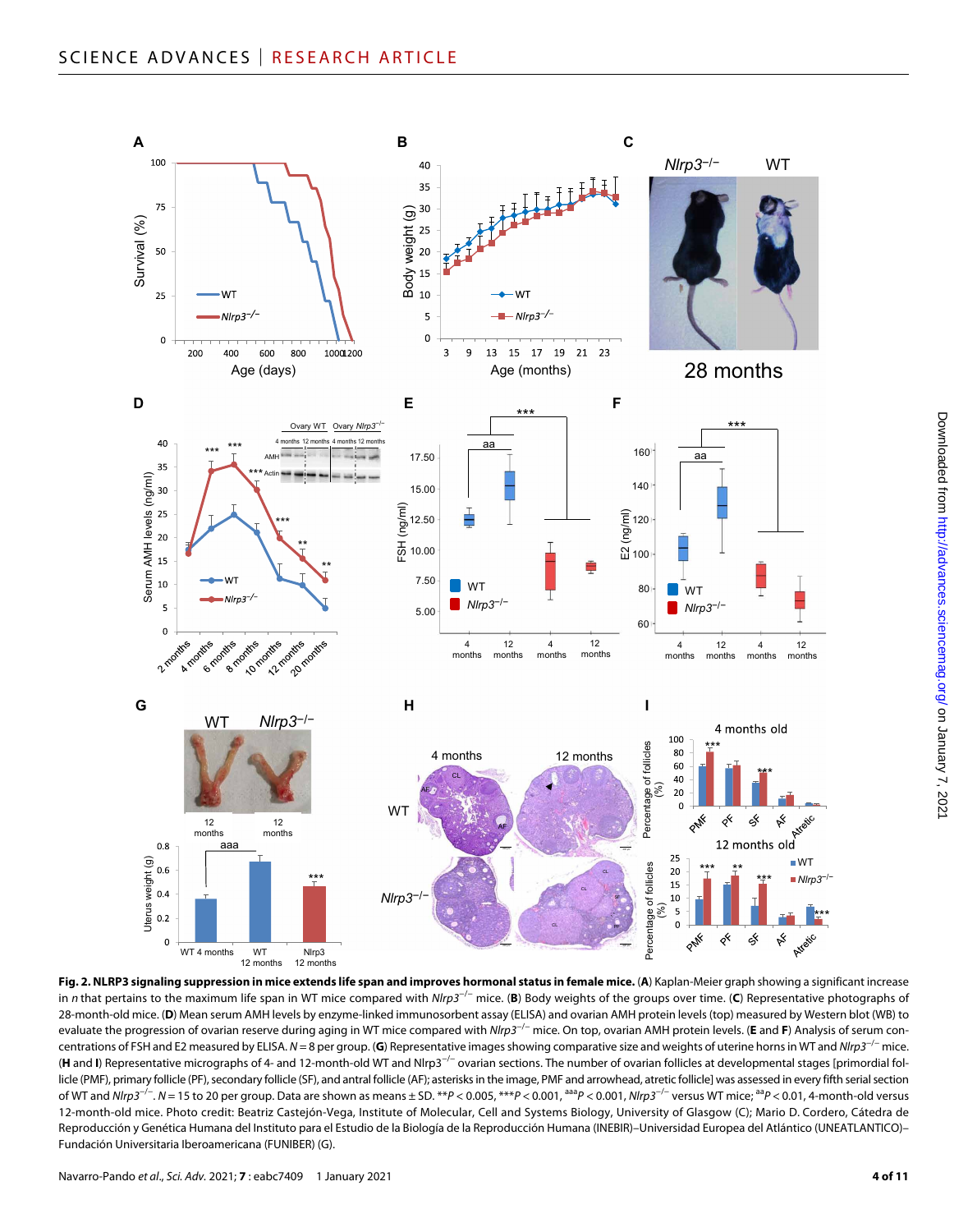**Fig. 2. NLRP3 signaling suppression in mice extends life span and improves hormonal status in female mice.** (**A**) Kaplan-Meier graph showing a significant increase in *n* that pertains to the maximum life span in WT mice compared with *Nlrp3*$^{-/-}$ mice. (**B**) Body weights of the groups over time. (**C**) Representative photographs of 28-month-old mice. (**D**) Mean serum AMH levels by enzyme-linked immunosorbent assay (ELISA) and ovarian AMH protein levels (top) measured by Western blot (WB) to evaluate the progression of ovarian reserve during aging in WT mice compared with *Nlrp3*$^{-/-}$ mice. On top, ovarian AMH protein levels. (**E** and **F**) Analysis of serum concentrations of FSH and E2 measured by ELISA. *N* = 8 per group. (**G**) Representative images showing comparative size and weights of uterine horns in WT and *Nlrp3*$^{-/-}$ mice. (**H** and **I**) Representative micrographs of 4- and 12-month-old WT and Nlrp3$^{-/-}$ ovarian sections. The number of ovarian follicles at developmental stages [primordial follicle (PMF), primary follicle (PF), secondary follicle (SF), and antral follicle (AF); asterisks in the image, PMF and arrowhead, atretic follicle] was assessed in every fifth serial section of WT and *Nlrp3*$^{-/-}$. *N* = 15 to 20 per group. Data are shown as means ± SD. $^{**}P < 0.005$, $^{***}P < 0.001$, $^{aaa}P < 0.001$, *Nlrp3*$^{-/-}$ versus WT mice; $^{aa}P < 0.01$, 4-month-old versus 12-month-old mice. Photo credit: Beatriz Castejón-Vega, Institute of Molecular, Cell and Systems Biology, University of Glasgow (C); Mario D. Cordero, Cátedra de Reproducción y Genética Humana del Instituto para el Estudio de la Biología de la Reproducción Humana (INEBIR)–Universidad Europea del Atlántico (UNEATLANTICO)–Fundación Universitaria Iberoamericana (FUNIBER) (G).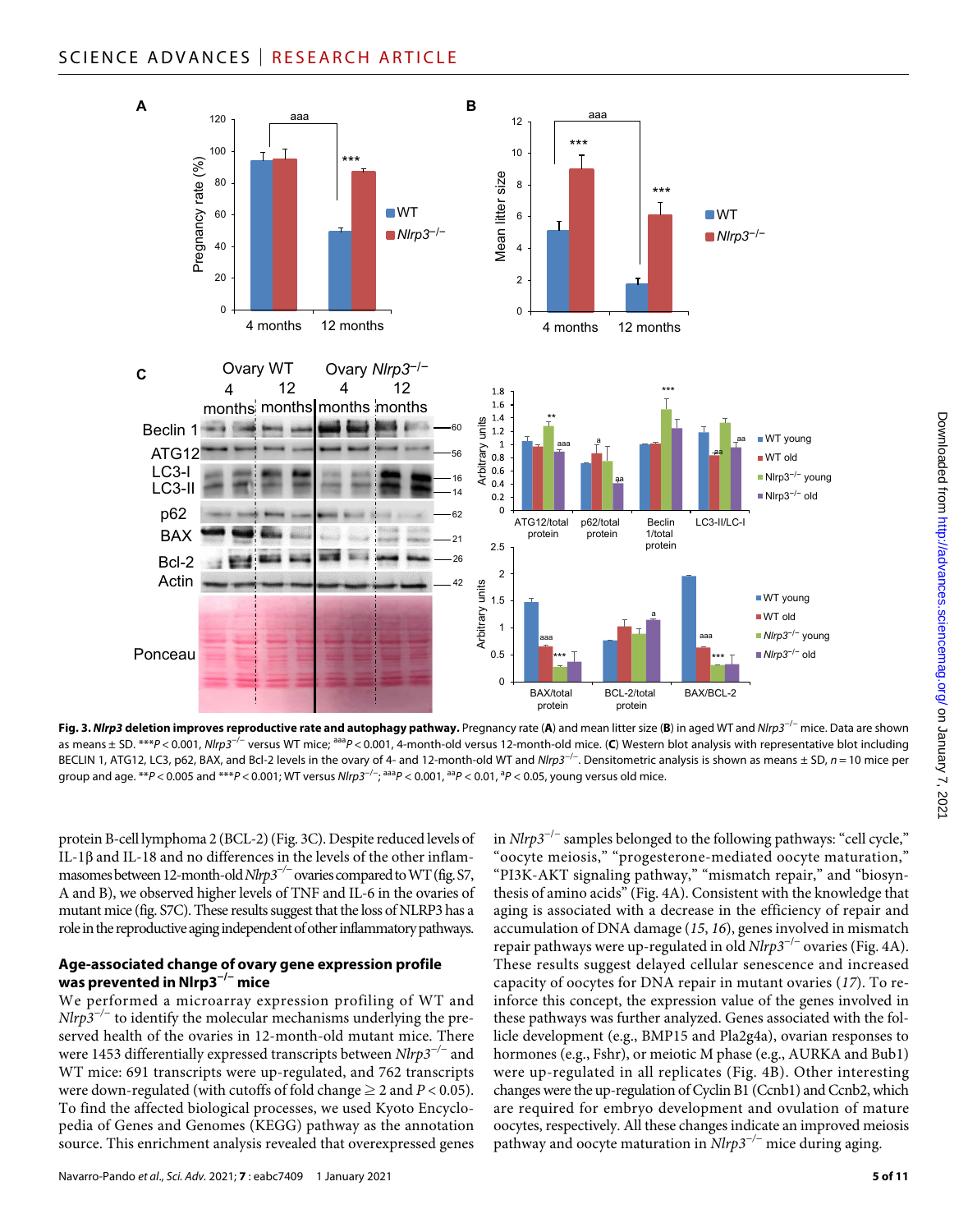**Fig. 3. *Nlrp3* deletion improves reproductive rate and autophagy pathway.** Pregnancy rate (**A**) and mean litter size (**B**) in aged WT and *Nlrp3*$^{-/-}$ mice. Data are shown as means ± SD. \*\*\*$P < 0.001$, *Nlrp3*$^{-/-}$ versus WT mice; $^{aaa}P < 0.001$, 4-month-old versus 12-month-old mice. (**C**) Western blot analysis with representative blot including BECLIN 1, ATG12, LC3, p62, BAX, and Bcl-2 levels in the ovary of 4- and 12-month-old WT and *Nlrp3*$^{-/-}$. Densitometric analysis is shown as means ± SD, $n = 10$ mice per group and age. \*\*$P < 0.005$ and \*\*\*$P < 0.001$; WT versus *Nlrp3*$^{-/-}$; $^{aaa}P < 0.001$, $^{aa}P < 0.01$, $^{a}P < 0.05$, young versus old mice.

protein B-cell lymphoma 2 (BCL-2) (Fig. 3C). Despite reduced levels of IL-1β and IL-18 and no differences in the levels of the other inflammasomes between 12-month-old *Nlrp3*$^{-/-}$ ovaries compared to WT (fig. S7, A and B), we observed higher levels of TNF and IL-6 in the ovaries of mutant mice (fig. S7C). These results suggest that the loss of NLRP3 has a role in the reproductive aging independent of other inflammatory pathways.

## Age-associated change of ovary gene expression profile was prevented in Nlrp3$^{-/-}$ mice

We performed a microarray expression profiling of WT and *Nlrp3*$^{-/-}$ to identify the molecular mechanisms underlying the preserved health of the ovaries in 12-month-old mutant mice. There were 1453 differentially expressed transcripts between *Nlrp3*$^{-/-}$ and WT mice: 691 transcripts were up-regulated, and 762 transcripts were down-regulated (with cutoffs of fold change ≥ 2 and $P < 0.05$). To find the affected biological processes, we used Kyoto Encyclopedia of Genes and Genomes (KEGG) pathway as the annotation source. This enrichment analysis revealed that overexpressed genes in *Nlrp3*$^{-/-}$ samples belonged to the following pathways: "cell cycle," "oocyte meiosis," "progesterone-mediated oocyte maturation," "PI3K-AKT signaling pathway," "mismatch repair," and "biosynthesis of amino acids" (Fig. 4A). Consistent with the knowledge that aging is associated with a decrease in the efficiency of repair and accumulation of DNA damage (*15*, *16*), genes involved in mismatch repair pathways were up-regulated in old *Nlrp3*$^{-/-}$ ovaries (Fig. 4A). These results suggest delayed cellular senescence and increased capacity of oocytes for DNA repair in mutant ovaries (*17*). To reinforce this concept, the expression value of the genes involved in these pathways was further analyzed. Genes associated with the follicle development (e.g., BMP15 and Pla2g4a), ovarian responses to hormones (e.g., Fshr), or meiotic M phase (e.g., AURKA and Bub1) were up-regulated in all replicates (Fig. 4B). Other interesting changes were the up-regulation of Cyclin B1 (Ccnb1) and Ccnb2, which are required for embryo development and ovulation of mature oocytes, respectively. All these changes indicate an improved meiosis pathway and oocyte maturation in *Nlrp3*$^{-/-}$ mice during aging.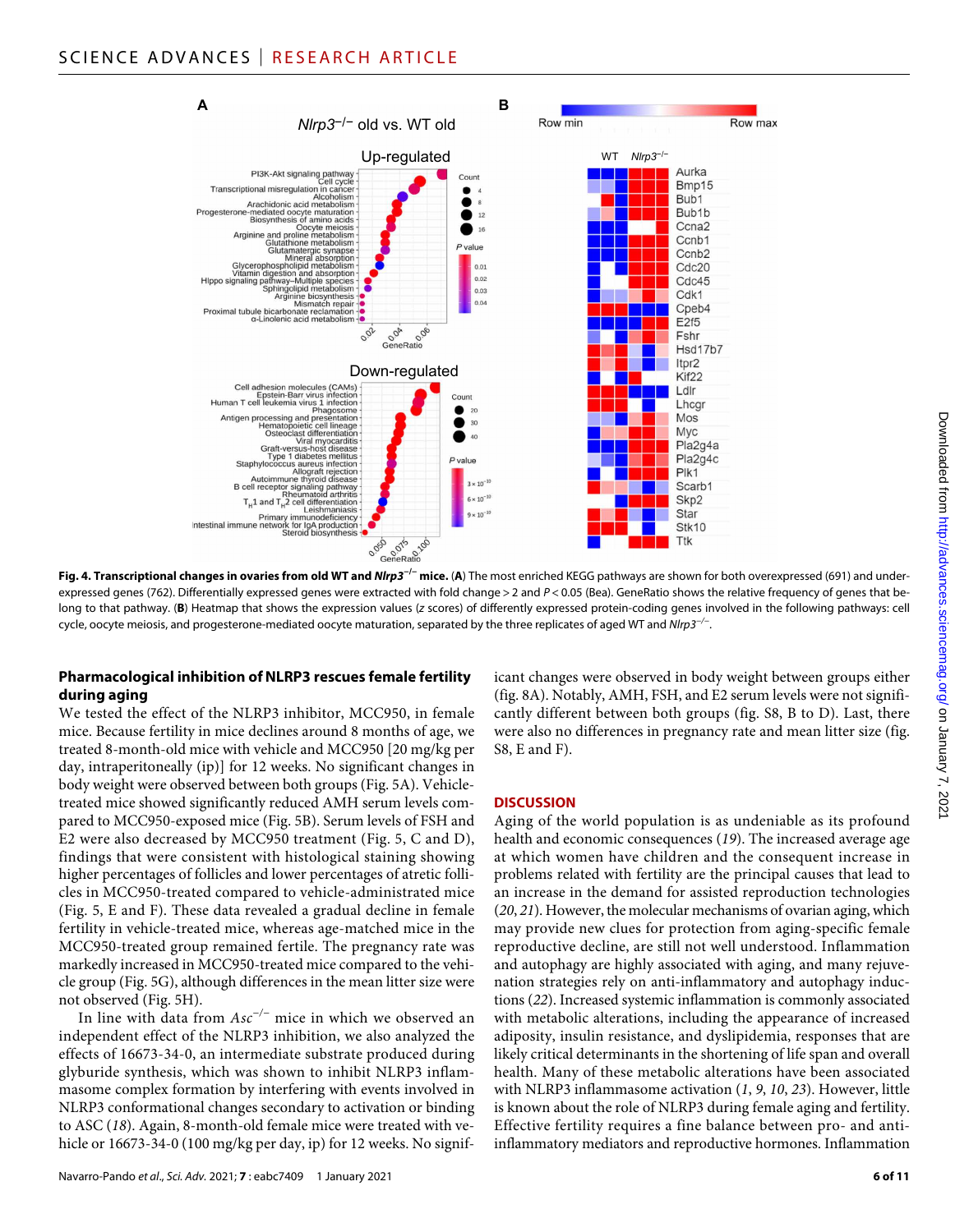**Fig. 4. Transcriptional changes in ovaries from old WT and *Nlrp3*$^{-/-}$ mice.** (**A**) The most enriched KEGG pathways are shown for both overexpressed (691) and underexpressed genes (762). Differentially expressed genes were extracted with fold change > 2 and $P < 0.05$ (Bea). GeneRatio shows the relative frequency of genes that belong to that pathway. (**B**) Heatmap that shows the expression values (*z* scores) of differently expressed protein-coding genes involved in the following pathways: cell cycle, oocyte meiosis, and progesterone-mediated oocyte maturation, separated by the three replicates of aged WT and *Nlrp3*$^{-/-}$.

### Pharmacological inhibition of NLRP3 rescues female fertility during aging

We tested the effect of the NLRP3 inhibitor, MCC950, in female mice. Because fertility in mice declines around 8 months of age, we treated 8-month-old mice with vehicle and MCC950 [20 mg/kg per day, intraperitoneally (ip)] for 12 weeks. No significant changes in body weight were observed between both groups (Fig. 5A). Vehicle-treated mice showed significantly reduced AMH serum levels compared to MCC950-exposed mice (Fig. 5B). Serum levels of FSH and E2 were also decreased by MCC950 treatment (Fig. 5, C and D), findings that were consistent with histological staining showing higher percentages of follicles and lower percentages of atretic follicles in MCC950-treated compared to vehicle-administrated mice (Fig. 5, E and F). These data revealed a gradual decline in female fertility in vehicle-treated mice, whereas age-matched mice in the MCC950-treated group remained fertile. The pregnancy rate was markedly increased in MCC950-treated mice compared to the vehicle group (Fig. 5G), although differences in the mean litter size were not observed (Fig. 5H).

In line with data from *Asc*$^{-/-}$ mice in which we observed an independent effect of the NLRP3 inhibition, we also analyzed the effects of 16673-34-0, an intermediate substrate produced during glyburide synthesis, which was shown to inhibit NLRP3 inflammasome complex formation by interfering with events involved in NLRP3 conformational changes secondary to activation or binding to ASC (*18*). Again, 8-month-old female mice were treated with vehicle or 16673-34-0 (100 mg/kg per day, ip) for 12 weeks. No significant changes were observed in body weight between groups either (fig. 8A). Notably, AMH, FSH, and E2 serum levels were not significantly different between both groups (fig. S8, B to D). Last, there were also no differences in pregnancy rate and mean litter size (fig. S8, E and F).

## DISCUSSION

Aging of the world population is as undeniable as its profound health and economic consequences (*19*). The increased average age at which women have children and the consequent increase in problems related with fertility are the principal causes that lead to an increase in the demand for assisted reproduction technologies (*20*, *21*). However, the molecular mechanisms of ovarian aging, which may provide new clues for protection from aging-specific female reproductive decline, are still not well understood. Inflammation and autophagy are highly associated with aging, and many rejuvenation strategies rely on anti-inflammatory and autophagy inductions (*22*). Increased systemic inflammation is commonly associated with metabolic alterations, including the appearance of increased adiposity, insulin resistance, and dyslipidemia, responses that are likely critical determinants in the shortening of life span and overall health. Many of these metabolic alterations have been associated with NLRP3 inflammasome activation (*1*, *9*, *10*, *23*). However, little is known about the role of NLRP3 during female aging and fertility. Effective fertility requires a fine balance between pro- and anti-inflammatory mediators and reproductive hormones. Inflammation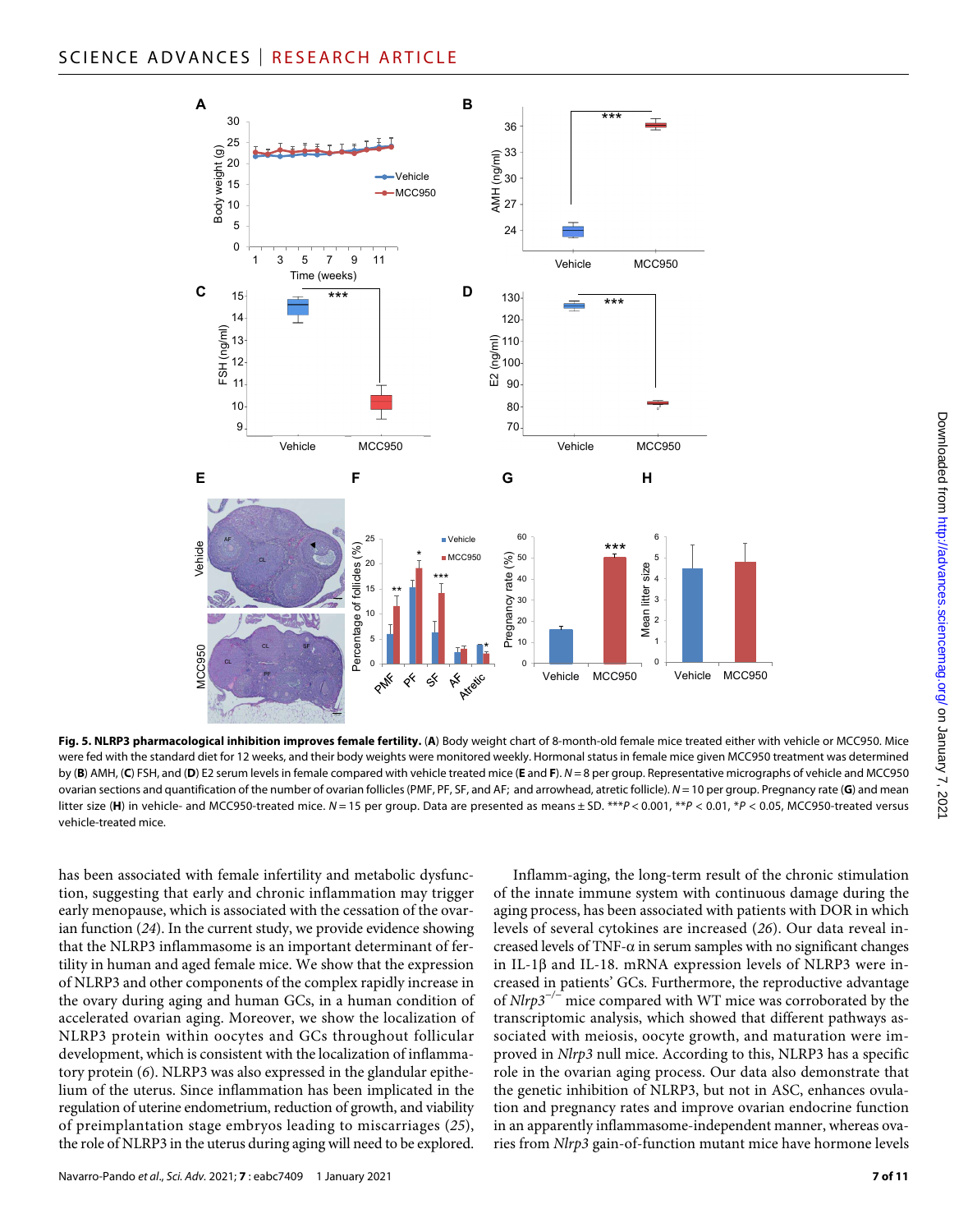**Fig. 5. NLRP3 pharmacological inhibition improves female fertility.** (**A**) Body weight chart of 8-month-old female mice treated either with vehicle or MCC950. Mice were fed with the standard diet for 12 weeks, and their body weights were monitored weekly. Hormonal status in female mice given MCC950 treatment was determined by (**B**) AMH, (**C**) FSH, and (**D**) E2 serum levels in female compared with vehicle treated mice (**E** and **F**). *N* = 8 per group. Representative micrographs of vehicle and MCC950 ovarian sections and quantification of the number of ovarian follicles (PMF, PF, SF, and AF; and arrowhead, atretic follicle). *N* = 10 per group. Pregnancy rate (**G**) and mean litter size (**H**) in vehicle- and MCC950-treated mice. *N* = 15 per group. Data are presented as means ± SD. \*\*\**P* < 0.001, \*\**P* < 0.01, \**P* < 0.05, MCC950-treated versus vehicle-treated mice.

has been associated with female infertility and metabolic dysfunction, suggesting that early and chronic inflammation may trigger early menopause, which is associated with the cessation of the ovarian function (*24*). In the current study, we provide evidence showing that the NLRP3 inflammasome is an important determinant of fertility in human and aged female mice. We show that the expression of NLRP3 and other components of the complex rapidly increase in the ovary during aging and human GCs, in a human condition of accelerated ovarian aging. Moreover, we show the localization of NLRP3 protein within oocytes and GCs throughout follicular development, which is consistent with the localization of inflammatory protein (*6*). NLRP3 was also expressed in the glandular epithelium of the uterus. Since inflammation has been implicated in the regulation of uterine endometrium, reduction of growth, and viability of preimplantation stage embryos leading to miscarriages (*25*), the role of NLRP3 in the uterus during aging will need to be explored.

Inflamm-aging, the long-term result of the chronic stimulation of the innate immune system with continuous damage during the aging process, has been associated with patients with DOR in which levels of several cytokines are increased (*26*). Our data reveal increased levels of TNF-α in serum samples with no significant changes in IL-1β and IL-18. mRNA expression levels of NLRP3 were increased in patients' GCs. Furthermore, the reproductive advantage of *Nlrp3*$^{-/-}$ mice compared with WT mice was corroborated by the transcriptomic analysis, which showed that different pathways associated with meiosis, oocyte growth, and maturation were improved in *Nlrp3* null mice. According to this, NLRP3 has a specific role in the ovarian aging process. Our data also demonstrate that the genetic inhibition of NLRP3, but not in ASC, enhances ovulation and pregnancy rates and improve ovarian endocrine function in an apparently inflammasome-independent manner, whereas ovaries from *Nlrp3* gain-of-function mutant mice have hormone levels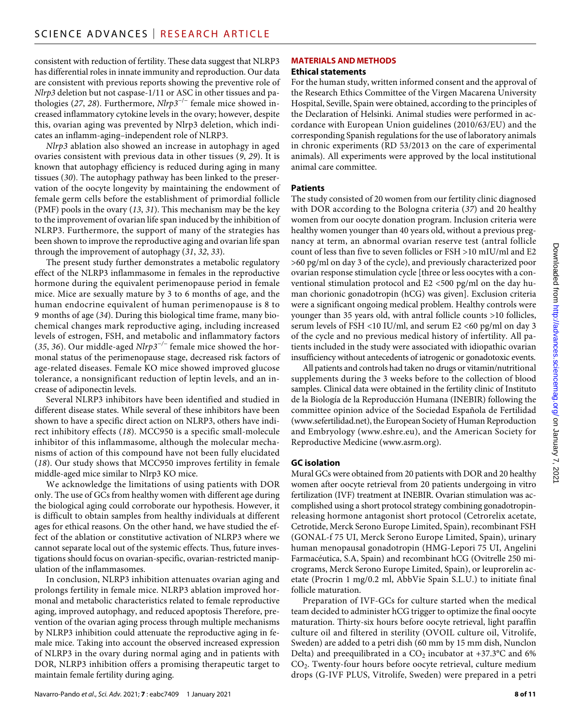consistent with reduction of fertility. These data suggest that NLRP3 has differential roles in innate immunity and reproduction. Our data are consistent with previous reports showing the preventive role of *Nlrp3* deletion but not caspase-1/11 or ASC in other tissues and pathologies (*27*, *28*). Furthermore, *Nlrp3*$^{-/-}$ female mice showed increased inflammatory cytokine levels in the ovary; however, despite this, ovarian aging was prevented by Nlrp3 deletion, which indicates an inflamm-aging–independent role of NLRP3.

*Nlrp3* ablation also showed an increase in autophagy in aged ovaries consistent with previous data in other tissues (*9*, *29*). It is known that autophagy efficiency is reduced during aging in many tissues (*30*). The autophagy pathway has been linked to the preservation of the oocyte longevity by maintaining the endowment of female germ cells before the establishment of primordial follicle (PMF) pools in the ovary (*13*, *31*). This mechanism may be the key to the improvement of ovarian life span induced by the inhibition of NLRP3. Furthermore, the support of many of the strategies has been shown to improve the reproductive aging and ovarian life span through the improvement of autophagy (*31*, *32*, *33*).

The present study further demonstrates a metabolic regulatory effect of the NLRP3 inflammasome in females in the reproductive hormone during the equivalent perimenopause period in female mice. Mice are sexually mature by 3 to 6 months of age, and the human endocrine equivalent of human perimenopause is 8 to 9 months of age (*34*). During this biological time frame, many biochemical changes mark reproductive aging, including increased levels of estrogen, FSH, and metabolic and inflammatory factors (*35*, *36*). Our middle-aged *Nlrp3*$^{-/-}$ female mice showed the hormonal status of the perimenopause stage, decreased risk factors of age-related diseases. Female KO mice showed improved glucose tolerance, a nonsignificant reduction of leptin levels, and an increase of adiponectin levels.

Several NLRP3 inhibitors have been identified and studied in different disease states. While several of these inhibitors have been shown to have a specific direct action on NLRP3, others have indirect inhibitory effects (*18*). MCC950 is a specific small-molecule inhibitor of this inflammasome, although the molecular mechanisms of action of this compound have not been fully elucidated (*18*). Our study shows that MCC950 improves fertility in female middle-aged mice similar to Nlrp3 KO mice.

We acknowledge the limitations of using patients with DOR only. The use of GCs from healthy women with different age during the biological aging could corroborate our hypothesis. However, it is difficult to obtain samples from healthy individuals at different ages for ethical reasons. On the other hand, we have studied the effect of the ablation or constitutive activation of NLRP3 where we cannot separate local out of the systemic effects. Thus, future investigations should focus on ovarian-specific, ovarian-restricted manipulation of the inflammasomes.

In conclusion, NLRP3 inhibition attenuates ovarian aging and prolongs fertility in female mice. NLRP3 ablation improved hormonal and metabolic characteristics related to female reproductive aging, improved autophagy, and reduced apoptosis Therefore, prevention of the ovarian aging process through multiple mechanisms by NLRP3 inhibition could attenuate the reproductive aging in female mice. Taking into account the observed increased expression of NLRP3 in the ovary during normal aging and in patients with DOR, NLRP3 inhibition offers a promising therapeutic target to maintain female fertility during aging.

## MATERIALS AND METHODS

### Ethical statements

For the human study, written informed consent and the approval of the Research Ethics Committee of the Virgen Macarena University Hospital, Seville, Spain were obtained, according to the principles of the Declaration of Helsinki. Animal studies were performed in accordance with European Union guidelines (2010/63/EU) and the corresponding Spanish regulations for the use of laboratory animals in chronic experiments (RD 53/2013 on the care of experimental animals). All experiments were approved by the local institutional animal care committee.

### Patients

The study consisted of 20 women from our fertility clinic diagnosed with DOR according to the Bologna criteria (*37*) and 20 healthy women from our oocyte donation program. Inclusion criteria were healthy women younger than 40 years old, without a previous pregnancy at term, an abnormal ovarian reserve test (antral follicle count of less than five to seven follicles or FSH >10 mIU/ml and E2 >60 pg/ml on day 3 of the cycle), and previously characterized poor ovarian response stimulation cycle [three or less oocytes with a conventional stimulation protocol and E2 <500 pg/ml on the day human chorionic gonadotropin (hCG) was given]. Exclusion criteria were a significant ongoing medical problem. Healthy controls were younger than 35 years old, with antral follicle counts >10 follicles, serum levels of FSH <10 IU/ml, and serum E2 <60 pg/ml on day 3 of the cycle and no previous medical history of infertility. All patients included in the study were associated with idiopathic ovarian insufficiency without antecedents of iatrogenic or gonadotoxic events.

All patients and controls had taken no drugs or vitamin/nutritional supplements during the 3 weeks before to the collection of blood samples. Clinical data were obtained in the fertility clinic of Instituto de la Biología de la Reproducción Humana (INEBIR) following the committee opinion advice of the Sociedad Española de Fertilidad (www.sefertilidad.net), the European Society of Human Reproduction and Embryology (www.eshre.eu), and the American Society for Reproductive Medicine (www.asrm.org).

### GC isolation

Mural GCs were obtained from 20 patients with DOR and 20 healthy women after oocyte retrieval from 20 patients undergoing in vitro fertilization (IVF) treatment at INEBIR. Ovarian stimulation was accomplished using a short protocol strategy combining gonadotropin-releasing hormone antagonist short protocol (Cetrorelix acetate, Cetrotide, Merck Serono Europe Limited, Spain), recombinant FSH (GONAL-f 75 UI, Merck Serono Europe Limited, Spain), urinary human menopausal gonadotropin (HMG-Lepori 75 UI, Angelini Farmacéutica, S.A, Spain) and recombinant hCG (Ovitrelle 250 micrograms, Merck Serono Europe Limited, Spain), or leuprorelin acetate (Procrin 1 mg/0.2 ml, AbbVie Spain S.L.U.) to initiate final follicle maturation.

Preparation of IVF-GCs for culture started when the medical team decided to administer hCG trigger to optimize the final oocyte maturation. Thirty-six hours before oocyte retrieval, light paraffin culture oil and filtered in sterility (OVOIL culture oil, Vitrolife, Sweden) are added to a petri dish (60 mm by 15 mm dish, Nunclon Delta) and preequilibrated in a $CO_2$ incubator at +37.3°C and 6% $CO_2$. Twenty-four hours before oocyte retrieval, culture medium drops (G-IVF PLUS, Vitrolife, Sweden) were prepared in a petri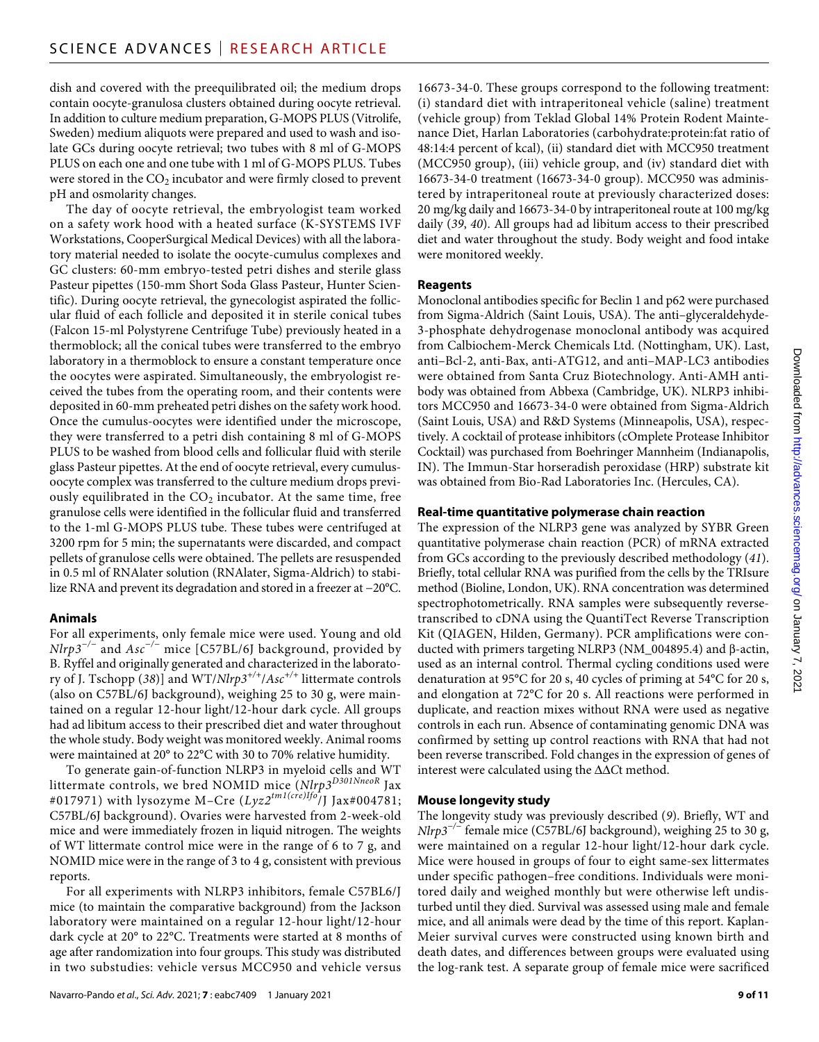dish and covered with the preequilibrated oil; the medium drops contain oocyte-granulosa clusters obtained during oocyte retrieval. In addition to culture medium preparation, G-MOPS PLUS (Vitrolife, Sweden) medium aliquots were prepared and used to wash and isolate GCs during oocyte retrieval; two tubes with 8 ml of G-MOPS PLUS on each one and one tube with 1 ml of G-MOPS PLUS. Tubes were stored in the $CO_2$ incubator and were firmly closed to prevent pH and osmolarity changes.

The day of oocyte retrieval, the embryologist team worked on a safety work hood with a heated surface (K-SYSTEMS IVF Workstations, CooperSurgical Medical Devices) with all the laboratory material needed to isolate the oocyte-cumulus complexes and GC clusters: 60-mm embryo-tested petri dishes and sterile glass Pasteur pipettes (150-mm Short Soda Glass Pasteur, Hunter Scientific). During oocyte retrieval, the gynecologist aspirated the follicular fluid of each follicle and deposited it in sterile conical tubes (Falcon 15-ml Polystyrene Centrifuge Tube) previously heated in a thermoblock; all the conical tubes were transferred to the embryo laboratory in a thermoblock to ensure a constant temperature once the oocytes were aspirated. Simultaneously, the embryologist received the tubes from the operating room, and their contents were deposited in 60-mm preheated petri dishes on the safety work hood. Once the cumulus-oocytes were identified under the microscope, they were transferred to a petri dish containing 8 ml of G-MOPS PLUS to be washed from blood cells and follicular fluid with sterile glass Pasteur pipettes. At the end of oocyte retrieval, every cumulus-oocyte complex was transferred to the culture medium drops previously equilibrated in the $CO_2$ incubator. At the same time, free granulose cells were identified in the follicular fluid and transferred to the 1-ml G-MOPS PLUS tube. These tubes were centrifuged at 3200 rpm for 5 min; the supernatants were discarded, and compact pellets of granulose cells were obtained. The pellets are resuspended in 0.5 ml of RNAlater solution (RNAlater, Sigma-Aldrich) to stabilize RNA and prevent its degradation and stored in a freezer at −20°C.

### Animals

For all experiments, only female mice were used. Young and old *Nlrp3*$^{-/-}$ and *Asc*$^{-/-}$ mice [C57BL/6J background, provided by B. Ryffel and originally generated and characterized in the laboratory of J. Tschopp (*38*)] and WT/*Nlrp3*$^{+/+}$/*Asc*$^{+/+}$ littermate controls (also on C57BL/6J background), weighing 25 to 30 g, were maintained on a regular 12-hour light/12-hour dark cycle. All groups had ad libitum access to their prescribed diet and water throughout the whole study. Body weight was monitored weekly. Animal rooms were maintained at 20° to 22°C with 30 to 70% relative humidity.

To generate gain-of-function NLRP3 in myeloid cells and WT littermate controls, we bred NOMID mice (*Nlrp3*$^{D301NneoR}$ Jax #017971) with lysozyme M–Cre (*Lyz2*$^{tm1(cre)Ifo}$/J Jax#004781; C57BL/6J background). Ovaries were harvested from 2-week-old mice and were immediately frozen in liquid nitrogen. The weights of WT littermate control mice were in the range of 6 to 7 g, and NOMID mice were in the range of 3 to 4 g, consistent with previous reports.

For all experiments with NLRP3 inhibitors, female C57BL6/J mice (to maintain the comparative background) from the Jackson laboratory were maintained on a regular 12-hour light/12-hour dark cycle at 20° to 22°C. Treatments were started at 8 months of age after randomization into four groups. This study was distributed in two substudies: vehicle versus MCC950 and vehicle versus 16673-34-0. These groups correspond to the following treatment: (i) standard diet with intraperitoneal vehicle (saline) treatment (vehicle group) from Teklad Global 14% Protein Rodent Maintenance Diet, Harlan Laboratories (carbohydrate:protein:fat ratio of 48:14:4 percent of kcal), (ii) standard diet with MCC950 treatment (MCC950 group), (iii) vehicle group, and (iv) standard diet with 16673-34-0 treatment (16673-34-0 group). MCC950 was administered by intraperitoneal route at previously characterized doses: 20 mg/kg daily and 16673-34-0 by intraperitoneal route at 100 mg/kg daily (*39*, *40*). All groups had ad libitum access to their prescribed diet and water throughout the study. Body weight and food intake were monitored weekly.

### Reagents

Monoclonal antibodies specific for Beclin 1 and p62 were purchased from Sigma-Aldrich (Saint Louis, USA). The anti–glyceraldehyde-3-phosphate dehydrogenase monoclonal antibody was acquired from Calbiochem-Merck Chemicals Ltd. (Nottingham, UK). Last, anti–Bcl-2, anti-Bax, anti-ATG12, and anti–MAP-LC3 antibodies were obtained from Santa Cruz Biotechnology. Anti-AMH antibody was obtained from Abbexa (Cambridge, UK). NLRP3 inhibitors MCC950 and 16673-34-0 were obtained from Sigma-Aldrich (Saint Louis, USA) and R&D Systems (Minneapolis, USA), respectively. A cocktail of protease inhibitors (cOmplete Protease Inhibitor Cocktail) was purchased from Boehringer Mannheim (Indianapolis, IN). The Immun-Star horseradish peroxidase (HRP) substrate kit was obtained from Bio-Rad Laboratories Inc. (Hercules, CA).

### Real-time quantitative polymerase chain reaction

The expression of the NLRP3 gene was analyzed by SYBR Green quantitative polymerase chain reaction (PCR) of mRNA extracted from GCs according to the previously described methodology (*41*). Briefly, total cellular RNA was purified from the cells by the TRIsure method (Bioline, London, UK). RNA concentration was determined spectrophotometrically. RNA samples were subsequently reverse-transcribed to cDNA using the QuantiTect Reverse Transcription Kit (QIAGEN, Hilden, Germany). PCR amplifications were conducted with primers targeting NLRP3 (NM_004895.4) and β-actin, used as an internal control. Thermal cycling conditions used were denaturation at 95°C for 20 s, 40 cycles of priming at 54°C for 20 s, and elongation at 72°C for 20 s. All reactions were performed in duplicate, and reaction mixes without RNA were used as negative controls in each run. Absence of contaminating genomic DNA was confirmed by setting up control reactions with RNA that had not been reverse transcribed. Fold changes in the expression of genes of interest were calculated using the ΔΔ*C*t method.

### Mouse longevity study

The longevity study was previously described (*9*). Briefly, WT and *Nlrp3*$^{-/-}$ female mice (C57BL/6J background), weighing 25 to 30 g, were maintained on a regular 12-hour light/12-hour dark cycle. Mice were housed in groups of four to eight same-sex littermates under specific pathogen–free conditions. Individuals were monitored daily and weighed monthly but were otherwise left undisturbed until they died. Survival was assessed using male and female mice, and all animals were dead by the time of this report. Kaplan-Meier survival curves were constructed using known birth and death dates, and differences between groups were evaluated using the log-rank test. A separate group of female mice were sacrificed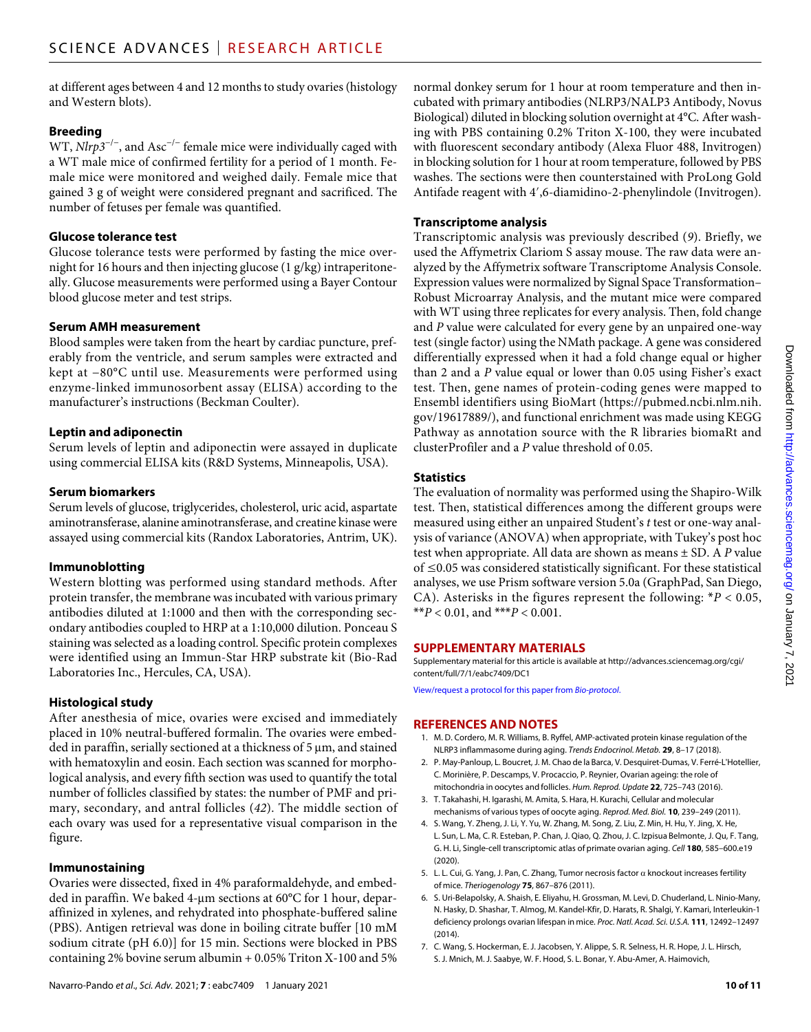at different ages between 4 and 12 months to study ovaries (histology and Western blots).

### Breeding

WT, *Nlrp3*$^{-/-}$, and Asc$^{-/-}$ female mice were individually caged with a WT male mice of confirmed fertility for a period of 1 month. Female mice were monitored and weighed daily. Female mice that gained 3 g of weight were considered pregnant and sacrificed. The number of fetuses per female was quantified.

### Glucose tolerance test

Glucose tolerance tests were performed by fasting the mice overnight for 16 hours and then injecting glucose (1 g/kg) intraperitoneally. Glucose measurements were performed using a Bayer Contour blood glucose meter and test strips.

### Serum AMH measurement

Blood samples were taken from the heart by cardiac puncture, preferably from the ventricle, and serum samples were extracted and kept at −80°C until use. Measurements were performed using enzyme-linked immunosorbent assay (ELISA) according to the manufacturer's instructions (Beckman Coulter).

### Leptin and adiponectin

Serum levels of leptin and adiponectin were assayed in duplicate using commercial ELISA kits (R&D Systems, Minneapolis, USA).

### Serum biomarkers

Serum levels of glucose, triglycerides, cholesterol, uric acid, aspartate aminotransferase, alanine aminotransferase, and creatine kinase were assayed using commercial kits (Randox Laboratories, Antrim, UK).

### Immunoblotting

Western blotting was performed using standard methods. After protein transfer, the membrane was incubated with various primary antibodies diluted at 1:1000 and then with the corresponding secondary antibodies coupled to HRP at a 1:10,000 dilution. Ponceau S staining was selected as a loading control. Specific protein complexes were identified using an Immun-Star HRP substrate kit (Bio-Rad Laboratories Inc., Hercules, CA, USA).

### Histological study

After anesthesia of mice, ovaries were excised and immediately placed in 10% neutral-buffered formalin. The ovaries were embedded in paraffin, serially sectioned at a thickness of 5 μm, and stained with hematoxylin and eosin. Each section was scanned for morphological analysis, and every fifth section was used to quantify the total number of follicles classified by states: the number of PMF and primary, secondary, and antral follicles (*42*). The middle section of each ovary was used for a representative visual comparison in the figure.

### Immunostaining

Ovaries were dissected, fixed in 4% paraformaldehyde, and embedded in paraffin. We baked 4-μm sections at 60°C for 1 hour, deparaffinized in xylenes, and rehydrated into phosphate-buffered saline (PBS). Antigen retrieval was done in boiling citrate buffer [10 mM sodium citrate (pH 6.0)] for 15 min. Sections were blocked in PBS containing 2% bovine serum albumin + 0.05% Triton X-100 and 5% normal donkey serum for 1 hour at room temperature and then incubated with primary antibodies (NLRP3/NALP3 Antibody, Novus Biological) diluted in blocking solution overnight at 4°C. After washing with PBS containing 0.2% Triton X-100, they were incubated with fluorescent secondary antibody (Alexa Fluor 488, Invitrogen) in blocking solution for 1 hour at room temperature, followed by PBS washes. The sections were then counterstained with ProLong Gold Antifade reagent with 4′,6-diamidino-2-phenylindole (Invitrogen).

### Transcriptome analysis

Transcriptomic analysis was previously described (*9*). Briefly, we used the Affymetrix Clariom S assay mouse. The raw data were analyzed by the Affymetrix software Transcriptome Analysis Console. Expression values were normalized by Signal Space Transformation–Robust Microarray Analysis, and the mutant mice were compared with WT using three replicates for every analysis. Then, fold change and *P* value were calculated for every gene by an unpaired one-way test (single factor) using the NMath package. A gene was considered differentially expressed when it had a fold change equal or higher than 2 and a *P* value equal or lower than 0.05 using Fisher's exact test. Then, gene names of protein-coding genes were mapped to Ensembl identifiers using BioMart (https://pubmed.ncbi.nlm.nih.gov/19617889/), and functional enrichment was made using KEGG Pathway as annotation source with the R libraries biomaRt and clusterProfiler and a *P* value threshold of 0.05.

### Statistics

The evaluation of normality was performed using the Shapiro-Wilk test. Then, statistical differences among the different groups were measured using either an unpaired Student's *t* test or one-way analysis of variance (ANOVA) when appropriate, with Tukey's post hoc test when appropriate. All data are shown as means ± SD. A *P* value of ≤0.05 was considered statistically significant. For these statistical analyses, we use Prism software version 5.0a (GraphPad, San Diego, CA). Asterisks in the figures represent the following: \*$P < 0.05$, \*\*$P < 0.01$, and \*\*\*$P < 0.001$.

## SUPPLEMENTARY MATERIALS

Supplementary material for this article is available at http://advances.sciencemag.org/cgi/content/full/7/1/eabc7409/DC1

View/request a protocol for this paper from *Bio-protocol*.

## REFERENCES AND NOTES

1. M. D. Cordero, M. R. Williams, B. Ryffel, AMP-activated protein kinase regulation of the NLRP3 inflammasome during aging. *Trends Endocrinol. Metab.* **29**, 8–17 (2018).
2. P. May-Panloup, L. Boucret, J. M. Chao de la Barca, V. Desquiret-Dumas, V. Ferré-L'Hotellier, C. Morinière, P. Descamps, V. Procaccio, P. Reynier, Ovarian ageing: the role of mitochondria in oocytes and follicles. *Hum. Reprod. Update* **22**, 725–743 (2016).
3. T. Takahashi, H. Igarashi, M. Amita, S. Hara, H. Kurachi, Cellular and molecular mechanisms of various types of oocyte aging. *Reprod. Med. Biol.* **10**, 239–249 (2011).
4. S. Wang, Y. Zheng, J. Li, Y. Yu, W. Zhang, M. Song, Z. Liu, Z. Min, H. Hu, Y. Jing, X. He, L. Sun, L. Ma, C. R. Esteban, P. Chan, J. Qiao, Q. Zhou, J. C. Izpisua Belmonte, J. Qu, F. Tang, G. H. Li, Single-cell transcriptomic atlas of primate ovarian aging. *Cell* **180**, 585–600.e19 (2020).
5. L. L. Cui, G. Yang, J. Pan, C. Zhang, Tumor necrosis factor α knockout increases fertility of mice. *Theriogenology* **75**, 867–876 (2011).
6. S. Uri-Belapolsky, A. Shaish, E. Eliyahu, H. Grossman, M. Levi, D. Chuderland, L. Ninio-Many, N. Hasky, D. Shashar, T. Almog, M. Kandel-Kfir, D. Harats, R. Shalgi, Y. Kamari, Interleukin-1 deficiency prolongs ovarian lifespan in mice. *Proc. Natl. Acad. Sci. U.S.A.* **111**, 12492–12497 (2014).
7. C. Wang, S. Hockerman, E. J. Jacobsen, Y. Alippe, S. R. Selness, H. R. Hope, J. L. Hirsch, S. J. Mnich, M. J. Saabye, W. F. Hood, S. L. Bonar, Y. Abu-Amer, A. Haimovich,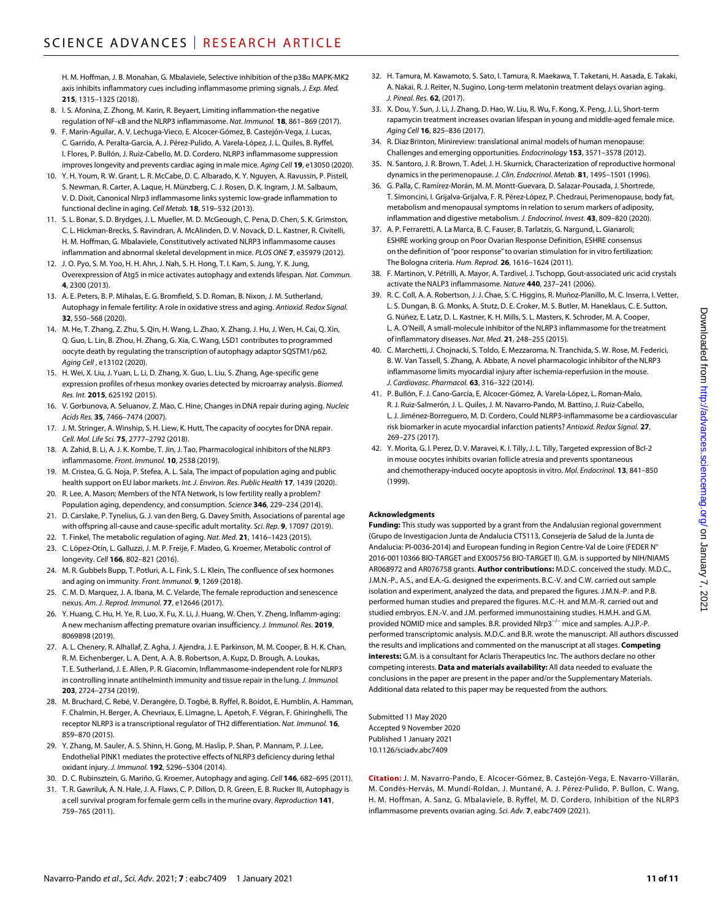H. M. Hoffman, J. B. Monahan, G. Mbalaviele, Selective inhibition of the p38α MAPK-MK2 axis inhibits inflammatory cues including inflammasome priming signals. *J. Exp. Med.* **215**, 1315–1325 (2018).

8. I. S. Afonina, Z. Zhong, M. Karin, R. Beyaert, Limiting inflammation-the negative regulation of NF-κB and the NLRP3 inflammasome. *Nat. Immunol.* **18**, 861–869 (2017).
9. F. Marín-Aguilar, A. V. Lechuga-Vieco, E. Alcocer-Gómez, B. Castejón-Vega, J. Lucas, C. Garrido, A. Peralta-Garcia, A. J. Pérez-Pulido, A. Varela-López, J. L. Quiles, B. Ryffel, I. Flores, P. Bullón, J. Ruiz-Cabello, M. D. Cordero, NLRP3 inflammasome suppression improves longevity and prevents cardiac aging in male mice. *Aging Cell* **19**, e13050 (2020).
10. Y. H. Youm, R. W. Grant, L. R. McCabe, D. C. Albarado, K. Y. Nguyen, A. Ravussin, P. Pistell, S. Newman, R. Carter, A. Laque, H. Münzberg, C. J. Rosen, D. K. Ingram, J. M. Salbaum, V. D. Dixit, Canonical Nlrp3 inflammasome links systemic low-grade inflammation to functional decline in aging. *Cell Metab.* **18**, 519–532 (2013).
11. S. L. Bonar, S. D. Brydges, J. L. Mueller, M. D. McGeough, C. Pena, D. Chen, S. K. Grimston, C. L. Hickman-Brecks, S. Ravindran, A. McAlinden, D. V. Novack, D. L. Kastner, R. Civitelli, H. M. Hoffman, G. Mbalaviele, Constitutively activated NLRP3 inflammasome causes inflammation and abnormal skeletal development in mice. *PLOS ONE* **7**, e35979 (2012).
12. J. O. Pyo, S. M. Yoo, H. H. Ahn, J. Nah, S. H. Hong, T. I. Kam, S. Jung, Y. K. Jung, Overexpression of Atg5 in mice activates autophagy and extends lifespan. *Nat. Commun.* **4**, 2300 (2013).
13. A. E. Peters, B. P. Mihalas, E. G. Bromfield, S. D. Roman, B. Nixon, J. M. Sutherland, Autophagy in female fertility: A role in oxidative stress and aging. *Antioxid. Redox Signal.* **32**, 550–568 (2020).
14. M. He, T. Zhang, Z. Zhu, S. Qin, H. Wang, L. Zhao, X. Zhang, J. Hu, J. Wen, H. Cai, Q. Xin, Q. Guo, L. Lin, B. Zhou, H. Zhang, G. Xia, C. Wang, LSD1 contributes to programmed oocyte death by regulating the transcription of autophagy adaptor SQSTM1/p62. *Aging Cell* , e13102 (2020).
15. H. Wei, X. Liu, J. Yuan, L. Li, D. Zhang, X. Guo, L. Liu, S. Zhang, Age-specific gene expression profiles of rhesus monkey ovaries detected by microarray analysis. *Biomed. Res. Int.* **2015**, 625192 (2015).
16. V. Gorbunova, A. Seluanov, Z. Mao, C. Hine, Changes in DNA repair during aging. *Nucleic Acids Res.* **35**, 7466–7474 (2007).
17. J. M. Stringer, A. Winship, S. H. Liew, K. Hutt, The capacity of oocytes for DNA repair. *Cell. Mol. Life Sci.* **75**, 2777–2792 (2018).
18. A. Zahid, B. Li, A. J. K. Kombe, T. Jin, J. Tao, Pharmacological inhibitors of the NLRP3 inflammasome. *Front. Immunol.* **10**, 2538 (2019).
19. M. Cristea, G. G. Noja, P. Stefea, A. L. Sala, The impact of population aging and public health support on EU labor markets. *Int. J. Environ. Res. Public Health* **17**, 1439 (2020).
20. R. Lee, A. Mason; Members of the NTA Network, Is low fertility really a problem? Population aging, dependency, and consumption. *Science* **346**, 229–234 (2014).
21. D. Carslake, P. Tynelius, G. J. van den Berg, G. Davey Smith, Associations of parental age with offspring all-cause and cause-specific adult mortality. *Sci. Rep.* **9**, 17097 (2019).
22. T. Finkel, The metabolic regulation of aging. *Nat. Med.* **21**, 1416–1423 (2015).
23. C. López-Otín, L. Galluzzi, J. M. P. Freije, F. Madeo, G. Kroemer, Metabolic control of longevity. *Cell* **166**, 802–821 (2016).
24. M. R. Gubbels Bupp, T. Potluri, A. L. Fink, S. L. Klein, The confluence of sex hormones and aging on immunity. *Front. Immunol.* **9**, 1269 (2018).
25. C. M. D. Marquez, J. A. Ibana, M. C. Velarde, The female reproduction and senescence nexus. *Am. J. Reprod. Immunol.* **77**, e12646 (2017).
26. Y. Huang, C. Hu, H. Ye, R. Luo, X. Fu, X. Li, J. Huang, W. Chen, Y. Zheng, Inflamm-aging: A new mechanism affecting premature ovarian insufficiency. *J. Immunol. Res.* **2019**, 8069898 (2019).
27. A. L. Chenery, R. Alhallaf, Z. Agha, J. Ajendra, J. E. Parkinson, M. M. Cooper, B. H. K. Chan, R. M. Eichenberger, L. A. Dent, A. A. B. Robertson, A. Kupz, D. Brough, A. Loukas, T. E. Sutherland, J. E. Allen, P. R. Giacomin, Inflammasome-independent role for NLRP3 in controlling innate antihelminth immunity and tissue repair in the lung. *J. Immunol.* **203**, 2724–2734 (2019).
28. M. Bruchard, C. Rebé, V. Derangère, D. Togbé, B. Ryffel, R. Boidot, E. Humblin, A. Hamman, F. Chalmin, H. Berger, A. Chevriaux, E. Limagne, L. Apetoh, F. Végran, F. Ghiringhelli, The receptor NLRP3 is a transcriptional regulator of TH2 differentiation. *Nat. Immunol.* **16**, 859–870 (2015).
29. Y. Zhang, M. Sauler, A. S. Shinn, H. Gong, M. Haslip, P. Shan, P. Mannam, P. J. Lee, Endothelial PINK1 mediates the protective effects of NLRP3 deficiency during lethal oxidant injury. *J. Immunol.* **192**, 5296–5304 (2014).
30. D. C. Rubinsztein, G. Mariño, G. Kroemer, Autophagy and aging. *Cell* **146**, 682–695 (2011).
31. T. R. Gawriluk, A. N. Hale, J. A. Flaws, C. P. Dillon, D. R. Green, E. B. Rucker III, Autophagy is a cell survival program for female germ cells in the murine ovary. *Reproduction* **141**, 759–765 (2011).
32. H. Tamura, M. Kawamoto, S. Sato, I. Tamura, R. Maekawa, T. Taketani, H. Aasada, E. Takaki, A. Nakai, R. J. Reiter, N. Sugino, Long-term melatonin treatment delays ovarian aging. *J. Pineal. Res.* **62**, (2017).
33. X. Dou, Y. Sun, J. Li, J. Zhang, D. Hao, W. Liu, R. Wu, F. Kong, X. Peng, J. Li, Short-term rapamycin treatment increases ovarian lifespan in young and middle-aged female mice. *Aging Cell* **16**, 825–836 (2017).
34. R. Diaz Brinton, Minireview: translational animal models of human menopause: Challenges and emerging opportunities. *Endocrinology* **153**, 3571–3578 (2012).
35. N. Santoro, J. R. Brown, T. Adel, J. H. Skurnick, Characterization of reproductive hormonal dynamics in the perimenopause. *J. Clin. Endocrinol. Metab.* **81**, 1495–1501 (1996).
36. G. Palla, C. Ramírez-Morán, M. M. Montt-Guevara, D. Salazar-Pousada, J. Shortrede, T. Simoncini, I. Grijalva-Grijalva, F. R. Pérez-López, P. Chedraui, Perimenopause, body fat, metabolism and menopausal symptoms in relation to serum markers of adiposity, inflammation and digestive metabolism. *J. Endocrinol. Invest.* **43**, 809–820 (2020).
37. A. P. Ferraretti, A. La Marca, B. C. Fauser, B. Tarlatzis, G. Nargund, L. Gianaroli; ESHRE working group on Poor Ovarian Response Definition, ESHRE consensus on the definition of "poor response" to ovarian stimulation for in vitro fertilization: The Bologna criteria. *Hum. Reprod.* **26**, 1616–1624 (2011).
38. F. Martinon, V. Pétrilli, A. Mayor, A. Tardivel, J. Tschopp, Gout-associated uric acid crystals activate the NALP3 inflammasome. *Nature* **440**, 237–241 (2006).
39. R. C. Coll, A. A. Robertson, J. J. Chae, S. C. Higgins, R. Muñoz-Planillo, M. C. Inserra, I. Vetter, L. S. Dungan, B. G. Monks, A. Stutz, D. E. Croker, M. S. Butler, M. Haneklaus, C. E. Sutton, G. Núñez, E. Latz, D. L. Kastner, K. H. Mills, S. L. Masters, K. Schroder, M. A. Cooper, L. A. O'Neill, A small-molecule inhibitor of the NLRP3 inflammasome for the treatment of inflammatory diseases. *Nat. Med.* **21**, 248–255 (2015).
40. C. Marchetti, J. Chojnacki, S. Toldo, E. Mezzaroma, N. Tranchida, S. W. Rose, M. Federici, B. W. Van Tassell, S. Zhang, A. Abbate, A novel pharmacologic inhibitor of the NLRP3 inflammasome limits myocardial injury after ischemia-reperfusion in the mouse. *J. Cardiovasc. Pharmacol.* **63**, 316–322 (2014).
41. P. Bullón, F. J. Cano-García, E. Alcocer-Gómez, A. Varela-López, L. Roman-Malo, R. J. Ruiz-Salmerón, J. L. Quiles, J. M. Navarro-Pando, M. Battino, J. Ruiz-Cabello, L. J. Jiménez-Borreguero, M. D. Cordero, Could NLRP3-inflammasome be a cardiovascular risk biomarker in acute myocardial infarction patients? *Antioxid. Redox Signal.* **27**, 269–275 (2017).
42. Y. Morita, G. I. Perez, D. V. Maravei, K. I. Tilly, J. L. Tilly, Targeted expression of Bcl-2 in mouse oocytes inhibits ovarian follicle atresia and prevents spontaneous and chemotherapy-induced oocyte apoptosis in vitro. *Mol. Endocrinol.* **13**, 841–850 (1999).

#### Acknowledgments

**Funding:** This study was supported by a grant from the Andalusian regional government (Grupo de Investigacion Junta de Andalucia CTS113, Consejería de Salud de la Junta de Andalucia: PI-0036-2014) and European funding in Region Centre-Val de Loire (FEDER N° 2016-00110366 BIO-TARGET and EX005756 BIO-TARGET II). G.M. is supported by NIH/NIAMS AR068972 and AR076758 grants. **Author contributions:** M.D.C. conceived the study. M.D.C., J.M.N.-P., A.S., and E.A.-G. designed the experiments. B.C.-V. and C.W. carried out sample isolation and experiment, analyzed the data, and prepared the figures. J.M.N.-P. and P.B. performed human studies and prepared the figures. M.C.-H. and M.M.-R. carried out and studied embryos. E.N.-V. and J.M. performed immunostaining studies. H.M.H. and G.M. provided NOMID mice and samples. B.R. provided Nlrp3$^{-/-}$ mice and samples. A.J.P.-P. performed transcriptomic analysis. M.D.C. and B.R. wrote the manuscript. All authors discussed the results and implications and commented on the manuscript at all stages. **Competing interests:** G.M. is a consultant for Aclaris Therapeutics Inc. The authors declare no other competing interests. **Data and materials availability:** All data needed to evaluate the conclusions in the paper are present in the paper and/or the Supplementary Materials. Additional data related to this paper may be requested from the authors.

Submitted 11 May 2020
Accepted 9 November 2020
Published 1 January 2021
10.1126/sciadv.abc7409

**Citation:** J. M. Navarro-Pando, E. Alcocer-Gómez, B. Castejón-Vega, E. Navarro-Villarán, M. Condés-Hervás, M. Mundi-Roldan, J. Muntané, A. J. Pérez-Pulido, P. Bullon, C. Wang, H. M. Hoffman, A. Sanz, G. Mbalaviele, B. Ryffel, M. D. Cordero, Inhibition of the NLRP3 inflammasome prevents ovarian aging. *Sci. Adv.* **7**, eabc7409 (2021).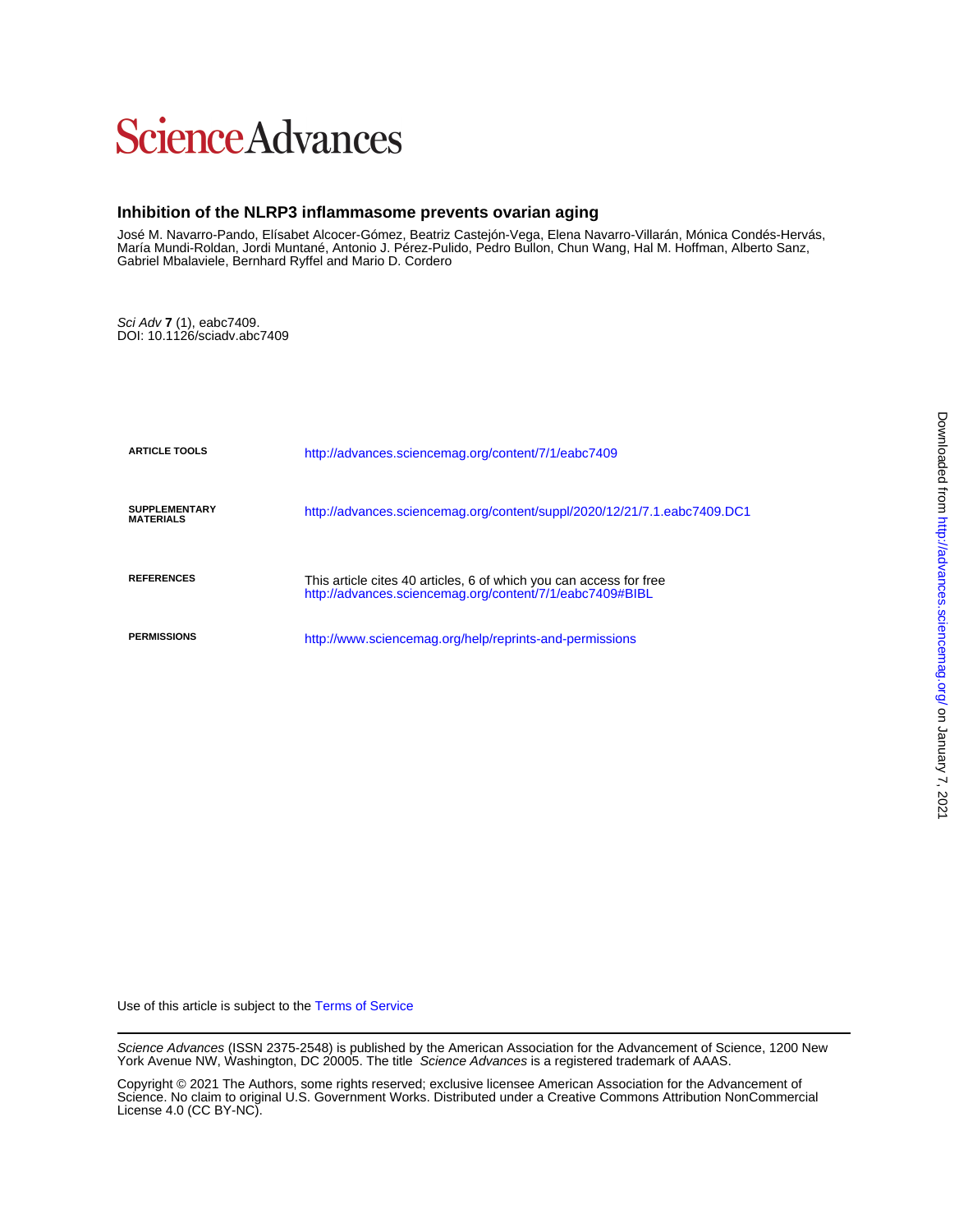# Science Advances

## Inhibition of the NLRP3 inflammasome prevents ovarian aging

José M. Navarro-Pando, Elísabet Alcocer-Gómez, Beatriz Castejón-Vega, Elena Navarro-Villarán, Mónica Condés-Hervás, María Mundi-Roldan, Jordi Muntané, Antonio J. Pérez-Pulido, Pedro Bullon, Chun Wang, Hal M. Hoffman, Alberto Sanz, Gabriel Mbalaviele, Bernhard Ryffel and Mario D. Cordero

*Sci Adv* **7** (1), eabc7409.
DOI: 10.1126/sciadv.abc7409

| | |
|---|---|
| **ARTICLE TOOLS** | http://advances.sciencemag.org/content/7/1/eabc7409 |
| **SUPPLEMENTARY MATERIALS** | http://advances.sciencemag.org/content/suppl/2020/12/21/7.1.eabc7409.DC1 |
| **REFERENCES** | This article cites 40 articles, 6 of which you can access for free http://advances.sciencemag.org/content/7/1/eabc7409#BIBL |
| **PERMISSIONS** | http://www.sciencemag.org/help/reprints-and-permissions |

Downloaded from http://advances.sciencemag.org/ on January 7, 2021

Use of this article is subject to the Terms of Service

*Science Advances* (ISSN 2375-2548) is published by the American Association for the Advancement of Science, 1200 New York Avenue NW, Washington, DC 20005. The title *Science Advances* is a registered trademark of AAAS.

Copyright © 2021 The Authors, some rights reserved; exclusive licensee American Association for the Advancement of Science. No claim to original U.S. Government Works. Distributed under a Creative Commons Attribution NonCommercial License 4.0 (CC BY-NC).